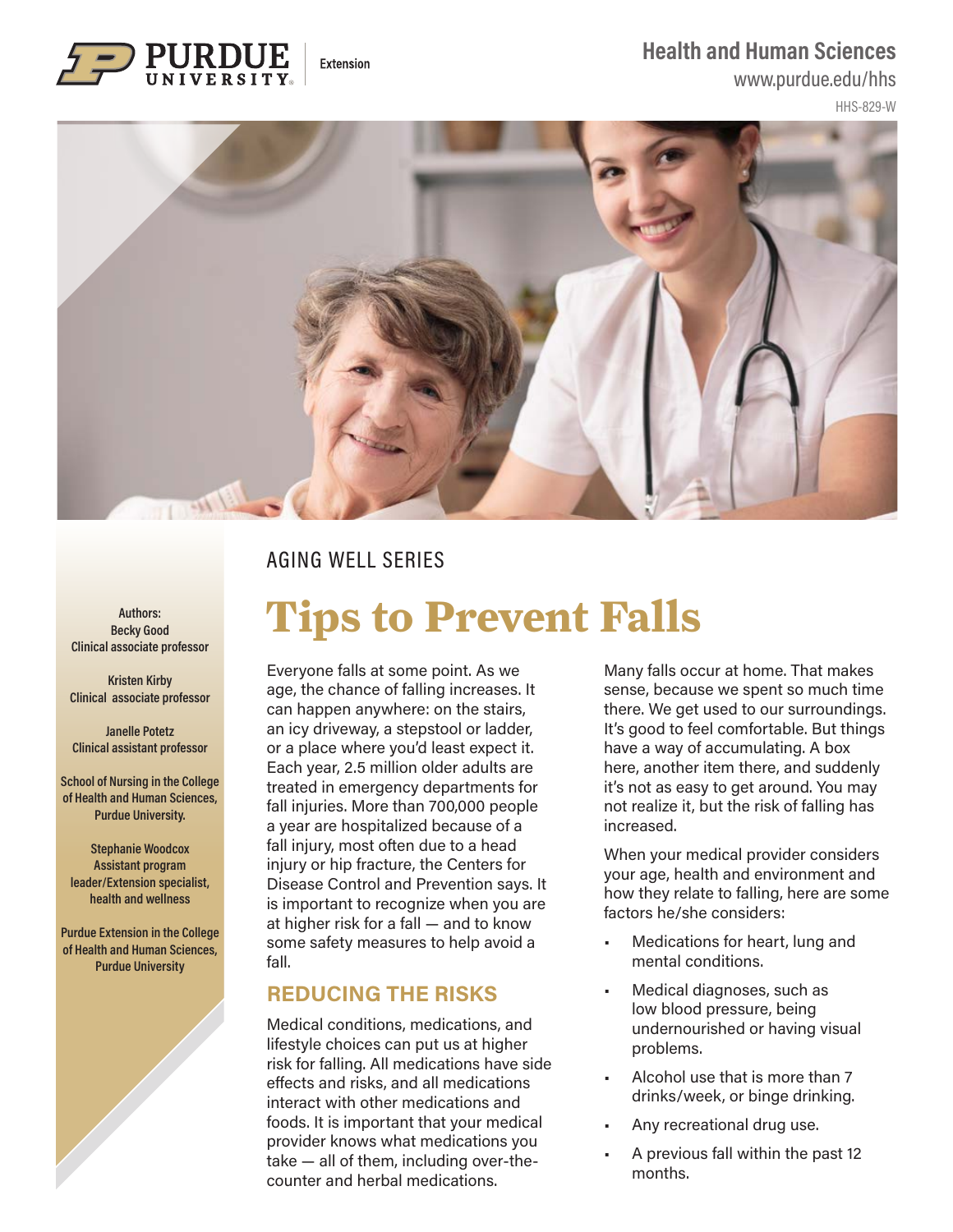Purdue University Extension

Health and Human Sciences
www.purdue.edu/hhs
HHS-829-W

AGING WELL SERIES

# Tips to Prevent Falls

Authors:
Becky Good
Clinical associate professor

Kristen Kirby
Clinical associate professor

Janelle Potetz
Clinical assistant professor

School of Nursing in the College of Health and Human Sciences, Purdue University.

Stephanie Woodcox
Assistant program leader/Extension specialist, health and wellness

Purdue Extension in the College of Health and Human Sciences, Purdue University

Everyone falls at some point. As we age, the chance of falling increases. It can happen anywhere: on the stairs, an icy driveway, a stepstool or ladder, or a place where you'd least expect it. Each year, 2.5 million older adults are treated in emergency departments for fall injuries. More than 700,000 people a year are hospitalized because of a fall injury, most often due to a head injury or hip fracture, the Centers for Disease Control and Prevention says. It is important to recognize when you are at higher risk for a fall — and to know some safety measures to help avoid a fall.

## REDUCING THE RISKS

Medical conditions, medications, and lifestyle choices can put us at higher risk for falling. All medications have side effects and risks, and all medications interact with other medications and foods. It is important that your medical provider knows what medications you take — all of them, including over-the-counter and herbal medications.

Many falls occur at home. That makes sense, because we spent so much time there. We get used to our surroundings. It's good to feel comfortable. But things have a way of accumulating. A box here, another item there, and suddenly it's not as easy to get around. You may not realize it, but the risk of falling has increased.

When your medical provider considers your age, health and environment and how they relate to falling, here are some factors he/she considers:

- Medications for heart, lung and mental conditions.
- Medical diagnoses, such as low blood pressure, being undernourished or having visual problems.
- Alcohol use that is more than 7 drinks/week, or binge drinking.
- Any recreational drug use.
- A previous fall within the past 12 months.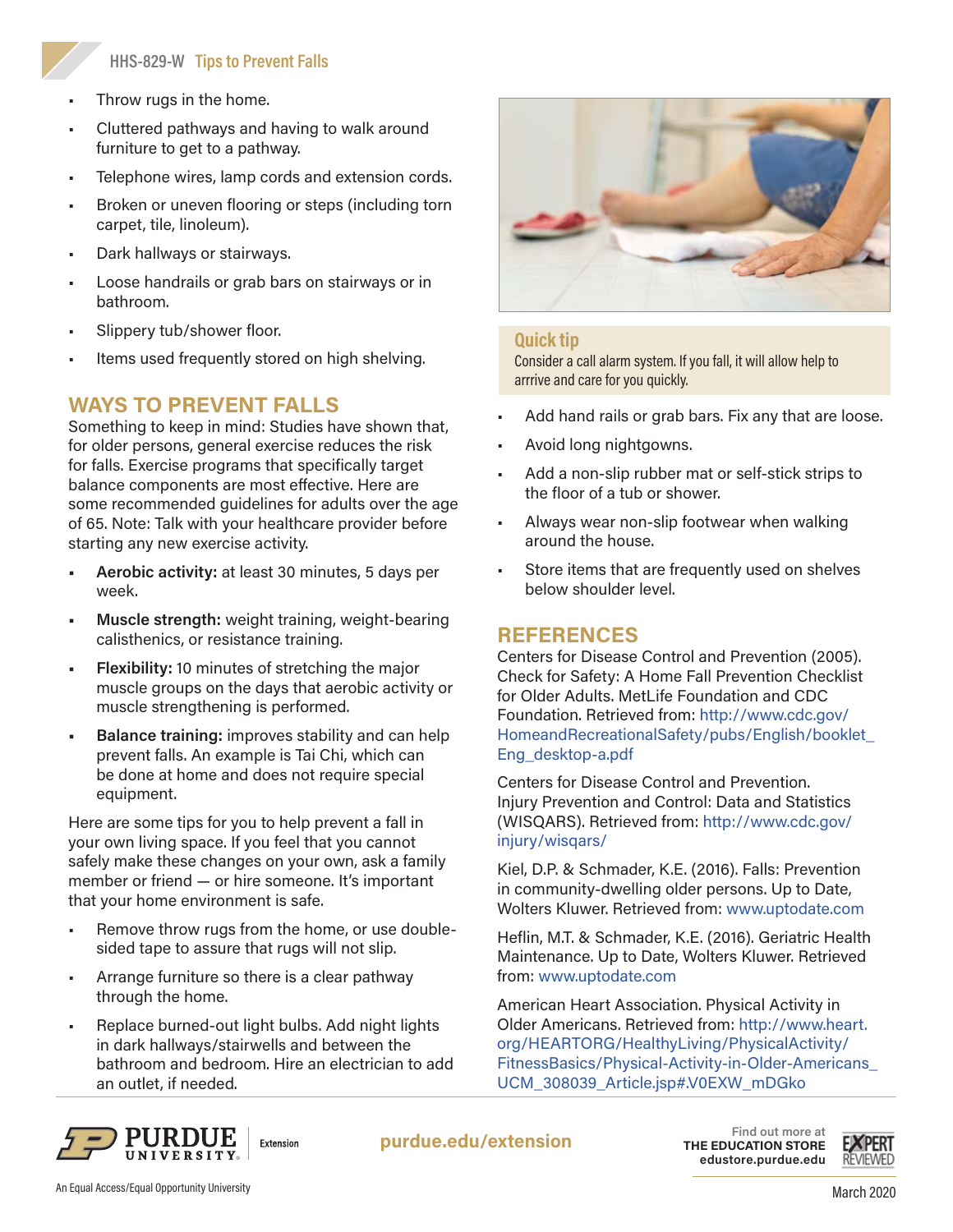- Throw rugs in the home.
- Cluttered pathways and having to walk around furniture to get to a pathway.
- Telephone wires, lamp cords and extension cords.
- Broken or uneven flooring or steps (including torn carpet, tile, linoleum).
- Dark hallways or stairways.
- Loose handrails or grab bars on stairways or in bathroom.
- Slippery tub/shower floor.
- Items used frequently stored on high shelving.

## WAYS TO PREVENT FALLS

Something to keep in mind: Studies have shown that, for older persons, general exercise reduces the risk for falls. Exercise programs that specifically target balance components are most effective. Here are some recommended guidelines for adults over the age of 65. Note: Talk with your healthcare provider before starting any new exercise activity.

- **Aerobic activity:** at least 30 minutes, 5 days per week.
- **Muscle strength:** weight training, weight-bearing calisthenics, or resistance training.
- **Flexibility:** 10 minutes of stretching the major muscle groups on the days that aerobic activity or muscle strengthening is performed.
- **Balance training:** improves stability and can help prevent falls. An example is Tai Chi, which can be done at home and does not require special equipment.

Here are some tips for you to help prevent a fall in your own living space. If you feel that you cannot safely make these changes on your own, ask a family member or friend — or hire someone. It's important that your home environment is safe.

- Remove throw rugs from the home, or use double-sided tape to assure that rugs will not slip.
- Arrange furniture so there is a clear pathway through the home.
- Replace burned-out light bulbs. Add night lights in dark hallways/stairwells and between the bathroom and bedroom. Hire an electrician to add an outlet, if needed.

**Quick tip**

Consider a call alarm system. If you fall, it will allow help to arrrive and care for you quickly.

- Add hand rails or grab bars. Fix any that are loose.
- Avoid long nightgowns.
- Add a non-slip rubber mat or self-stick strips to the floor of a tub or shower.
- Always wear non-slip footwear when walking around the house.
- Store items that are frequently used on shelves below shoulder level.

## REFERENCES

Centers for Disease Control and Prevention (2005). Check for Safety: A Home Fall Prevention Checklist for Older Adults. MetLife Foundation and CDC Foundation. Retrieved from: http://www.cdc.gov/HomeandRecreationalSafety/pubs/English/booklet_Eng_desktop-a.pdf

Centers for Disease Control and Prevention. Injury Prevention and Control: Data and Statistics (WISQARS). Retrieved from: http://www.cdc.gov/injury/wisqars/

Kiel, D.P. & Schmader, K.E. (2016). Falls: Prevention in community-dwelling older persons. Up to Date, Wolters Kluwer. Retrieved from: www.uptodate.com

Heflin, M.T. & Schmader, K.E. (2016). Geriatric Health Maintenance. Up to Date, Wolters Kluwer. Retrieved from: www.uptodate.com

American Heart Association. Physical Activity in Older Americans. Retrieved from: http://www.heart.org/HEARTORG/HealthyLiving/PhysicalActivity/FitnessBasics/Physical-Activity-in-Older-Americans_UCM_308039_Article.jsp#.V0EXW_mDGko

Purdue University Extension

purdue.edu/extension

Find out more at THE EDUCATION STORE edustore.purdue.edu

EXPERT REVIEWED

An Equal Access/Equal Opportunity University

March 2020